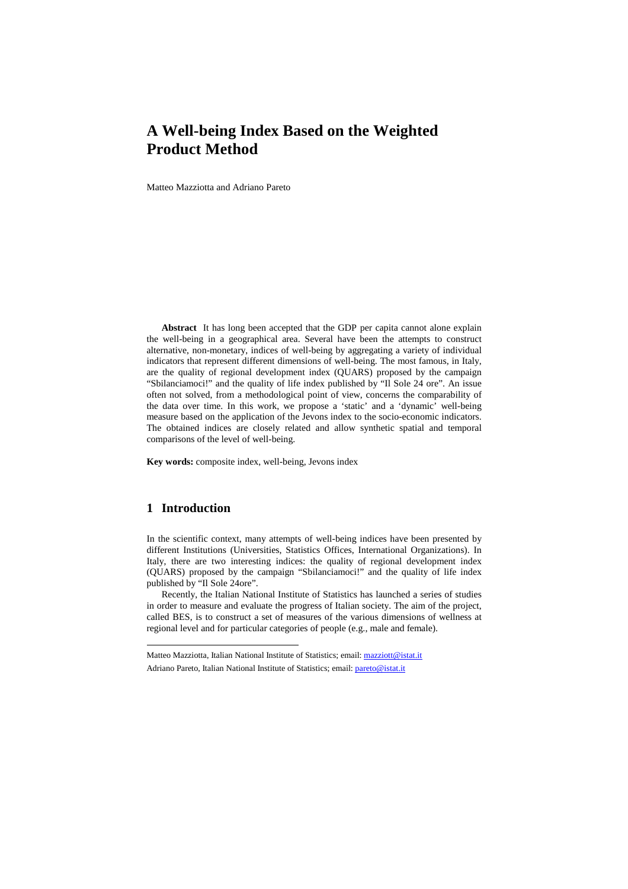# A Well-being Index Based on the Weighted Product Method

Matteo Mazziotta and Adriano Pareto

**Abstract** It has long been accepted that the GDP per capita cannot alone explain the well-being in a geographical area. Several have been the attempts to construct alternative, non-monetary, indices of well-being by aggregating a variety of individual indicators that represent different dimensions of well-being. The most famous, in Italy, are the quality of regional development index (QUARS) proposed by the campaign "Sbilanciamoci!" and the quality of life index published by "Il Sole 24 ore". An issue often not solved, from a methodological point of view, concerns the comparability of the data over time. In this work, we propose a 'static' and a 'dynamic' well-being measure based on the application of the Jevons index to the socio-economic indicators. The obtained indices are closely related and allow synthetic spatial and temporal comparisons of the level of well-being.

**Key words:** composite index, well-being, Jevons index

## 1 Introduction

In the scientific context, many attempts of well-being indices have been presented by different Institutions (Universities, Statistics Offices, International Organizations). In Italy, there are two interesting indices: the quality of regional development index (QUARS) proposed by the campaign "Sbilanciamoci!" and the quality of life index published by "Il Sole 24ore".

Recently, the Italian National Institute of Statistics has launched a series of studies in order to measure and evaluate the progress of Italian society. The aim of the project, called BES, is to construct a set of measures of the various dimensions of wellness at regional level and for particular categories of people (e.g., male and female).

---

Matteo Mazziotta, Italian National Institute of Statistics; email: mazziott@istat.it

Adriano Pareto, Italian National Institute of Statistics; email: pareto@istat.it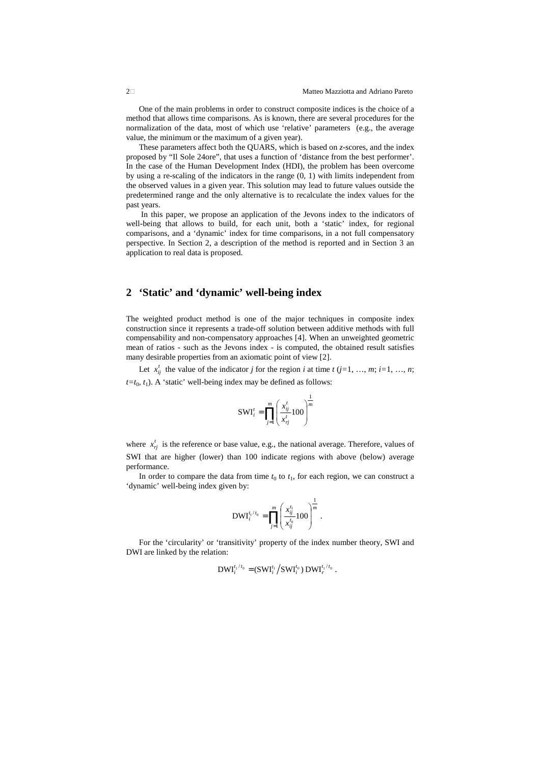One of the main problems in order to construct composite indices is the choice of a method that allows time comparisons. As is known, there are several procedures for the normalization of the data, most of which use 'relative' parameters (e.g., the average value, the minimum or the maximum of a given year).

These parameters affect both the QUARS, which is based on *z*-scores, and the index proposed by "Il Sole 24ore", that uses a function of 'distance from the best performer'. In the case of the Human Development Index (HDI), the problem has been overcome by using a re-scaling of the indicators in the range (0, 1) with limits independent from the observed values in a given year. This solution may lead to future values outside the predetermined range and the only alternative is to recalculate the index values for the past years.

In this paper, we propose an application of the Jevons index to the indicators of well-being that allows to build, for each unit, both a 'static' index, for regional comparisons, and a 'dynamic' index for time comparisons, in a not full compensatory perspective. In Section 2, a description of the method is reported and in Section 3 an application to real data is proposed.

## 2 'Static' and 'dynamic' well-being index

The weighted product method is one of the major techniques in composite index construction since it represents a trade-off solution between additive methods with full compensability and non-compensatory approaches [4]. When an unweighted geometric mean of ratios - such as the Jevons index - is computed, the obtained result satisfies many desirable properties from an axiomatic point of view [2].

Let $x_{ij}^{t}$ the value of the indicator $j$ for the region $i$ at time $t$ ($j$=1, …, $m$; $i$=1, …, $n$; $t$=$t_0$, $t_1$). A 'static' well-being index may be defined as follows:

$$\mathrm{SWI}_i^t = \prod_{j=1}^{m} \left( \frac{x_{ij}^t}{x_{rj}^t} 100 \right)^{\frac{1}{m}}$$

where $x_{rj}^{t}$ is the reference or base value, e.g., the national average. Therefore, values of SWI that are higher (lower) than 100 indicate regions with above (below) average performance.

In order to compare the data from time $t_0$ to $t_1$, for each region, we can construct a 'dynamic' well-being index given by:

$$\mathrm{DWI}_i^{t_1/t_0} = \prod_{j=1}^{m} \left( \frac{x_{ij}^{t_1}}{x_{ij}^{t_0}} 100 \right)^{\frac{1}{m}} .$$

For the 'circularity' or 'transitivity' property of the index number theory, SWI and DWI are linked by the relation:

$$\mathrm{DWI}_i^{t_1/t_0} = (\mathrm{SWI}_i^{t_1} \big/ \mathrm{SWI}_i^{t_0})\, \mathrm{DWI}_r^{t_1/t_0} .$$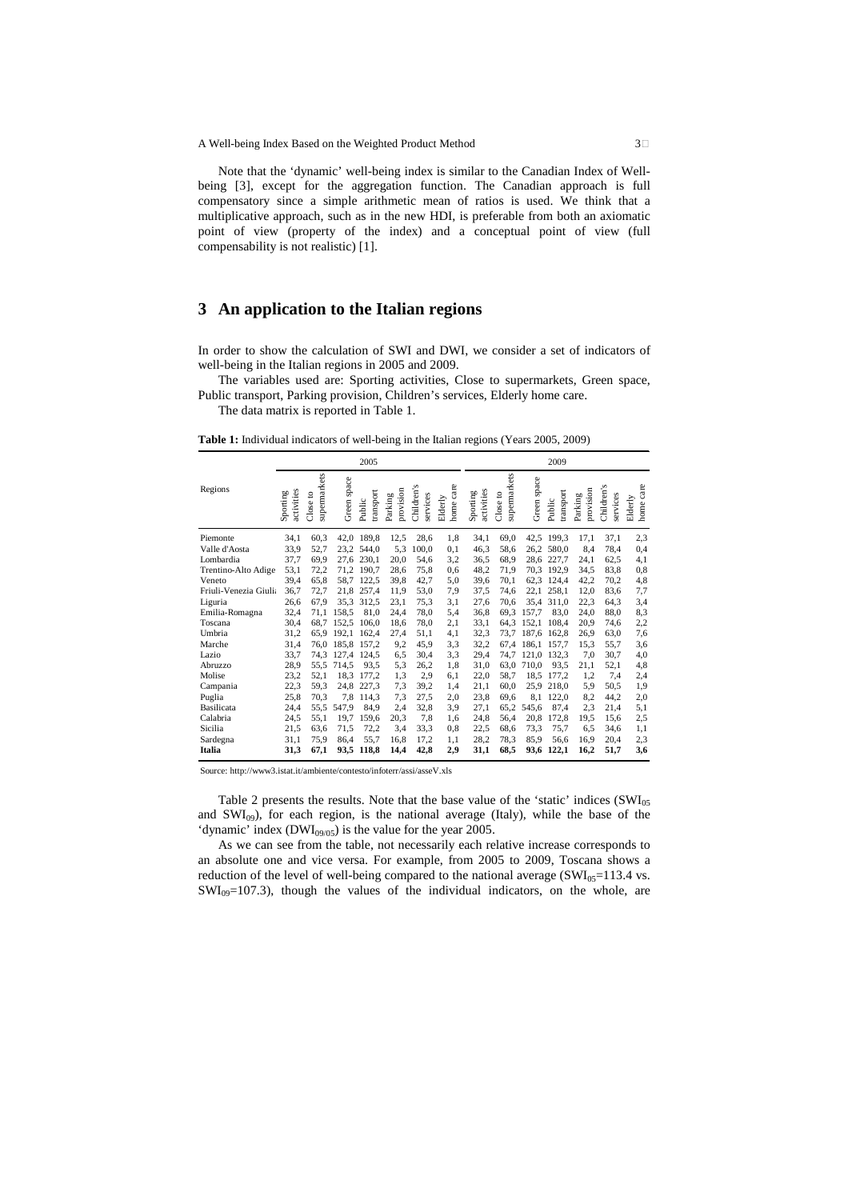Note that the 'dynamic' well-being index is similar to the Canadian Index of Well-being [3], except for the aggregation function. The Canadian approach is full compensatory since a simple arithmetic mean of ratios is used. We think that a multiplicative approach, such as in the new HDI, is preferable from both an axiomatic point of view (property of the index) and a conceptual point of view (full compensability is not realistic) [1].

## 3 An application to the Italian regions

In order to show the calculation of SWI and DWI, we consider a set of indicators of well-being in the Italian regions in 2005 and 2009.

The variables used are: Sporting activities, Close to supermarkets, Green space, Public transport, Parking provision, Children's services, Elderly home care.

The data matrix is reported in Table 1.

**Table 1:** Individual indicators of well-being in the Italian regions (Years 2005, 2009)

| Regions | 2005 | | | | | | | 2009 | | | | | | |
|---|---|---|---|---|---|---|---|---|---|---|---|---|---|---|
| | Sporting activities | Close to supermarkets | Green space | Public transport | Parking provision | Children's services | Elderly home care | Sporting activities | Close to supermarkets | Green space | Public transport | Parking provision | Children's services | Elderly home care |
| Piemonte | 34,1 | 60,3 | 42,0 | 189,8 | 12,5 | 28,6 | 1,8 | 34,1 | 69,0 | 42,5 | 199,3 | 17,1 | 37,1 | 2,3 |
| Valle d'Aosta | 33,9 | 52,7 | 23,2 | 544,0 | 5,3 | 100,0 | 0,1 | 46,3 | 58,6 | 26,2 | 580,0 | 8,4 | 78,4 | 0,4 |
| Lombardia | 37,7 | 69,9 | 27,6 | 230,1 | 20,0 | 54,6 | 3,2 | 36,5 | 68,9 | 28,6 | 227,7 | 24,1 | 62,5 | 4,1 |
| Trentino-Alto Adige | 53,1 | 72,2 | 71,2 | 190,7 | 28,6 | 75,8 | 0,6 | 48,2 | 71,9 | 70,3 | 192,9 | 34,5 | 83,8 | 0,8 |
| Veneto | 39,4 | 65,8 | 58,7 | 122,5 | 39,8 | 42,7 | 5,0 | 39,6 | 70,1 | 62,3 | 124,4 | 42,2 | 70,2 | 4,8 |
| Friuli-Venezia Giulia | 36,7 | 72,7 | 21,8 | 257,4 | 11,9 | 53,0 | 7,9 | 37,5 | 74,6 | 22,1 | 258,1 | 12,0 | 83,6 | 7,7 |
| Liguria | 26,6 | 67,9 | 35,3 | 312,5 | 23,1 | 75,3 | 3,1 | 27,6 | 70,6 | 35,4 | 311,0 | 22,3 | 64,3 | 3,4 |
| Emilia-Romagna | 32,4 | 71,1 | 158,5 | 81,0 | 24,4 | 78,0 | 5,4 | 36,8 | 69,3 | 157,7 | 83,0 | 24,0 | 88,0 | 8,3 |
| Toscana | 30,4 | 68,7 | 152,5 | 106,0 | 18,6 | 78,0 | 2,1 | 33,1 | 64,3 | 152,1 | 108,4 | 20,9 | 74,6 | 2,2 |
| Umbria | 31,2 | 65,9 | 192,1 | 162,4 | 27,4 | 51,1 | 4,1 | 32,3 | 73,7 | 187,6 | 162,8 | 26,9 | 63,0 | 7,6 |
| Marche | 31,4 | 76,0 | 185,8 | 157,2 | 9,2 | 45,9 | 3,3 | 32,2 | 67,4 | 186,1 | 157,7 | 15,3 | 55,7 | 3,6 |
| Lazio | 33,7 | 74,3 | 127,4 | 124,5 | 6,5 | 30,4 | 3,3 | 29,4 | 74,7 | 121,0 | 132,3 | 7,0 | 30,7 | 4,0 |
| Abruzzo | 28,9 | 55,5 | 714,5 | 93,5 | 5,3 | 26,2 | 1,8 | 31,0 | 63,0 | 710,0 | 93,5 | 21,1 | 52,1 | 4,8 |
| Molise | 23,2 | 52,1 | 18,3 | 177,2 | 1,3 | 2,9 | 6,1 | 22,0 | 58,7 | 18,5 | 177,2 | 1,2 | 7,4 | 2,4 |
| Campania | 22,3 | 59,3 | 24,8 | 227,3 | 7,3 | 39,2 | 1,4 | 21,1 | 60,0 | 25,9 | 218,0 | 5,9 | 50,5 | 1,9 |
| Puglia | 25,8 | 70,3 | 7,8 | 114,3 | 7,3 | 27,5 | 2,0 | 23,8 | 69,6 | 8,1 | 122,0 | 8,2 | 44,2 | 2,0 |
| Basilicata | 24,4 | 55,5 | 547,9 | 84,9 | 2,4 | 32,8 | 3,9 | 27,1 | 65,2 | 545,6 | 87,4 | 2,3 | 21,4 | 5,1 |
| Calabria | 24,5 | 55,1 | 19,7 | 159,6 | 20,3 | 7,8 | 1,6 | 24,8 | 56,4 | 20,8 | 172,8 | 19,5 | 15,6 | 2,5 |
| Sicilia | 21,5 | 63,6 | 71,5 | 72,2 | 3,4 | 33,3 | 0,8 | 22,5 | 68,6 | 73,3 | 75,7 | 6,5 | 34,6 | 1,1 |
| Sardegna | 31,1 | 75,9 | 86,4 | 55,7 | 16,8 | 17,2 | 1,1 | 28,2 | 78,3 | 85,9 | 56,6 | 16,9 | 20,4 | 2,3 |
| **Italia** | **31,3** | **67,1** | **93,5** | **118,8** | **14,4** | **42,8** | **2,9** | **31,1** | **68,5** | **93,6** | **122,1** | **16,2** | **51,7** | **3,6** |

Source: http://www3.istat.it/ambiente/contesto/infoterr/assi/asseV.xls

Table 2 presents the results. Note that the base value of the 'static' indices ($SWI_{05}$ and $SWI_{09}$), for each region, is the national average (Italy), while the base of the 'dynamic' index ($DWI_{09/05}$) is the value for the year 2005.

As we can see from the table, not necessarily each relative increase corresponds to an absolute one and vice versa. For example, from 2005 to 2009, Toscana shows a reduction of the level of well-being compared to the national average ($SWI_{05}$=113.4 vs. $SWI_{09}$=107.3), though the values of the individual indicators, on the whole, are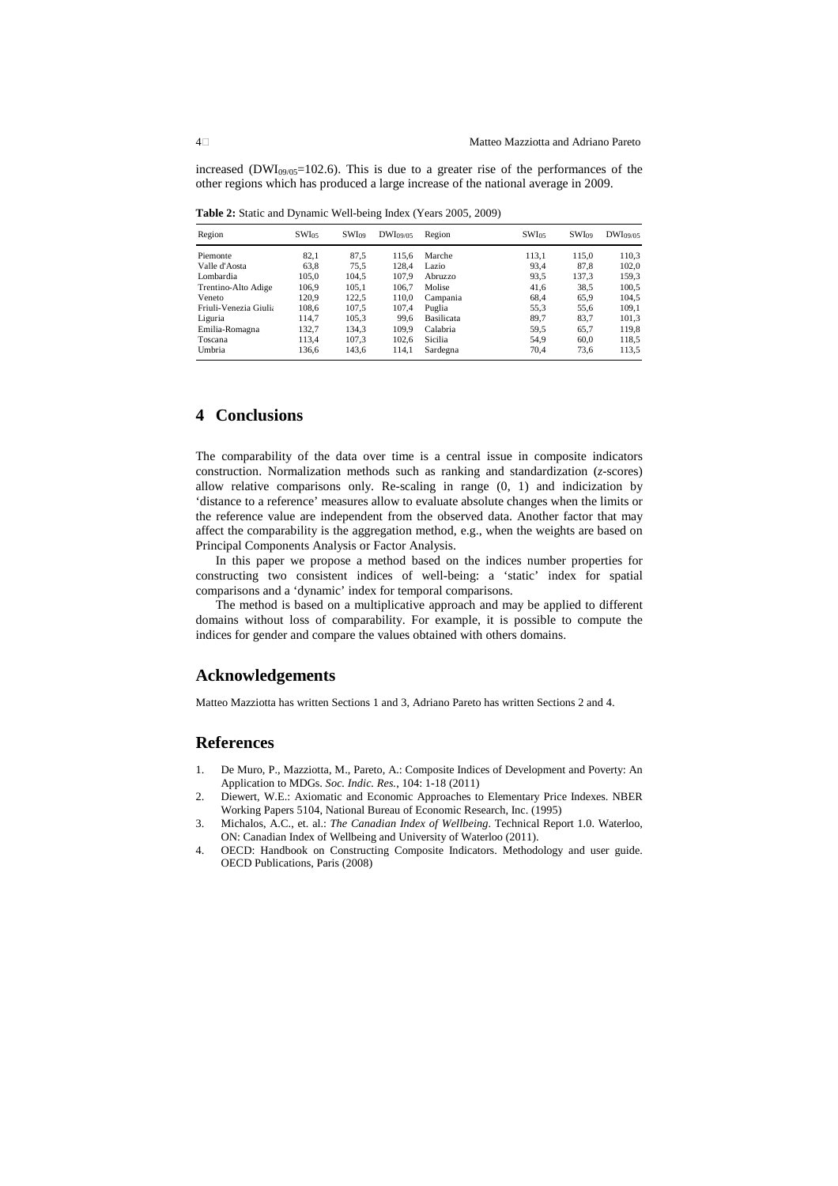increased ($DWI_{09/05}$=102.6). This is due to a greater rise of the performances of the other regions which has produced a large increase of the national average in 2009.

**Table 2:** Static and Dynamic Well-being Index (Years 2005, 2009)

| Region | $SWI_{05}$ | $SWI_{09}$ | $DWI_{09/05}$ | Region | $SWI_{05}$ | $SWI_{09}$ | $DWI_{09/05}$ |
|---|---|---|---|---|---|---|---|
| Piemonte | 82,1 | 87,5 | 115,6 | Marche | 113,1 | 115,0 | 110,3 |
| Valle d'Aosta | 63,8 | 75,5 | 128,4 | Lazio | 93,4 | 87,8 | 102,0 |
| Lombardia | 105,0 | 104,5 | 107,9 | Abruzzo | 93,5 | 137,3 | 159,3 |
| Trentino-Alto Adige | 106,9 | 105,1 | 106,7 | Molise | 41,6 | 38,5 | 100,5 |
| Veneto | 120,9 | 122,5 | 110,0 | Campania | 68,4 | 65,9 | 104,5 |
| Friuli-Venezia Giulia | 108,6 | 107,5 | 107,4 | Puglia | 55,3 | 55,6 | 109,1 |
| Liguria | 114,7 | 105,3 | 99,6 | Basilicata | 89,7 | 83,7 | 101,3 |
| Emilia-Romagna | 132,7 | 134,3 | 109,9 | Calabria | 59,5 | 65,7 | 119,8 |
| Toscana | 113,4 | 107,3 | 102,6 | Sicilia | 54,9 | 60,0 | 118,5 |
| Umbria | 136,6 | 143,6 | 114,1 | Sardegna | 70,4 | 73,6 | 113,5 |

## 4 Conclusions

The comparability of the data over time is a central issue in composite indicators construction. Normalization methods such as ranking and standardization (z-scores) allow relative comparisons only. Re-scaling in range (0, 1) and indicization by 'distance to a reference' measures allow to evaluate absolute changes when the limits or the reference value are independent from the observed data. Another factor that may affect the comparability is the aggregation method, e.g., when the weights are based on Principal Components Analysis or Factor Analysis.

In this paper we propose a method based on the indices number properties for constructing two consistent indices of well-being: a 'static' index for spatial comparisons and a 'dynamic' index for temporal comparisons.

The method is based on a multiplicative approach and may be applied to different domains without loss of comparability. For example, it is possible to compute the indices for gender and compare the values obtained with others domains.

## Acknowledgements

Matteo Mazziotta has written Sections 1 and 3, Adriano Pareto has written Sections 2 and 4.

## References

1. De Muro, P., Mazziotta, M., Pareto, A.: Composite Indices of Development and Poverty: An Application to MDGs. *Soc. Indic. Res.*, 104: 1-18 (2011)
2. Diewert, W.E.: Axiomatic and Economic Approaches to Elementary Price Indexes. NBER Working Papers 5104, National Bureau of Economic Research, Inc. (1995)
3. Michalos, A.C., et. al.: *The Canadian Index of Wellbeing*. Technical Report 1.0. Waterloo, ON: Canadian Index of Wellbeing and University of Waterloo (2011).
4. OECD: Handbook on Constructing Composite Indicators. Methodology and user guide. OECD Publications, Paris (2008)